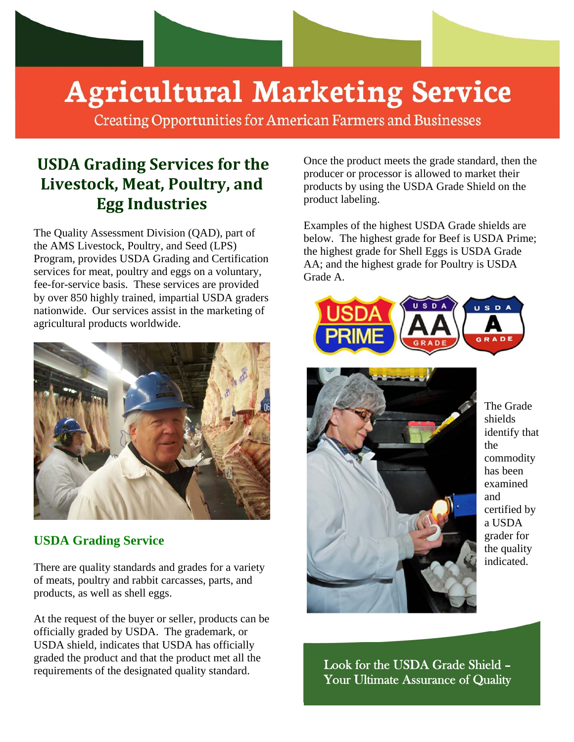# Agricultural Marketing Service

Creating Opportunities for American Farmers and Businesses

## USDA Grading Services for the Livestock, Meat, Poultry, and Egg Industries

The Quality Assessment Division (QAD), part of the AMS Livestock, Poultry, and Seed (LPS) Program, provides USDA Grading and Certification services for meat, poultry and eggs on a voluntary, fee-for-service basis. These services are provided by over 850 highly trained, impartial USDA graders nationwide. Our services assist in the marketing of agricultural products worldwide.

### USDA Grading Service

There are quality standards and grades for a variety of meats, poultry and rabbit carcasses, parts, and products, as well as shell eggs.

At the request of the buyer or seller, products can be officially graded by USDA. The grademark, or USDA shield, indicates that USDA has officially graded the product and that the product met all the requirements of the designated quality standard.

Once the product meets the grade standard, then the producer or processor is allowed to market their products by using the USDA Grade Shield on the product labeling.

Examples of the highest USDA Grade shields are below. The highest grade for Beef is USDA Prime; the highest grade for Shell Eggs is USDA Grade AA; and the highest grade for Poultry is USDA Grade A.

The Grade shields identify that the commodity has been examined and certified by a USDA grader for the quality indicated.

**Look for the USDA Grade Shield – Your Ultimate Assurance of Quality**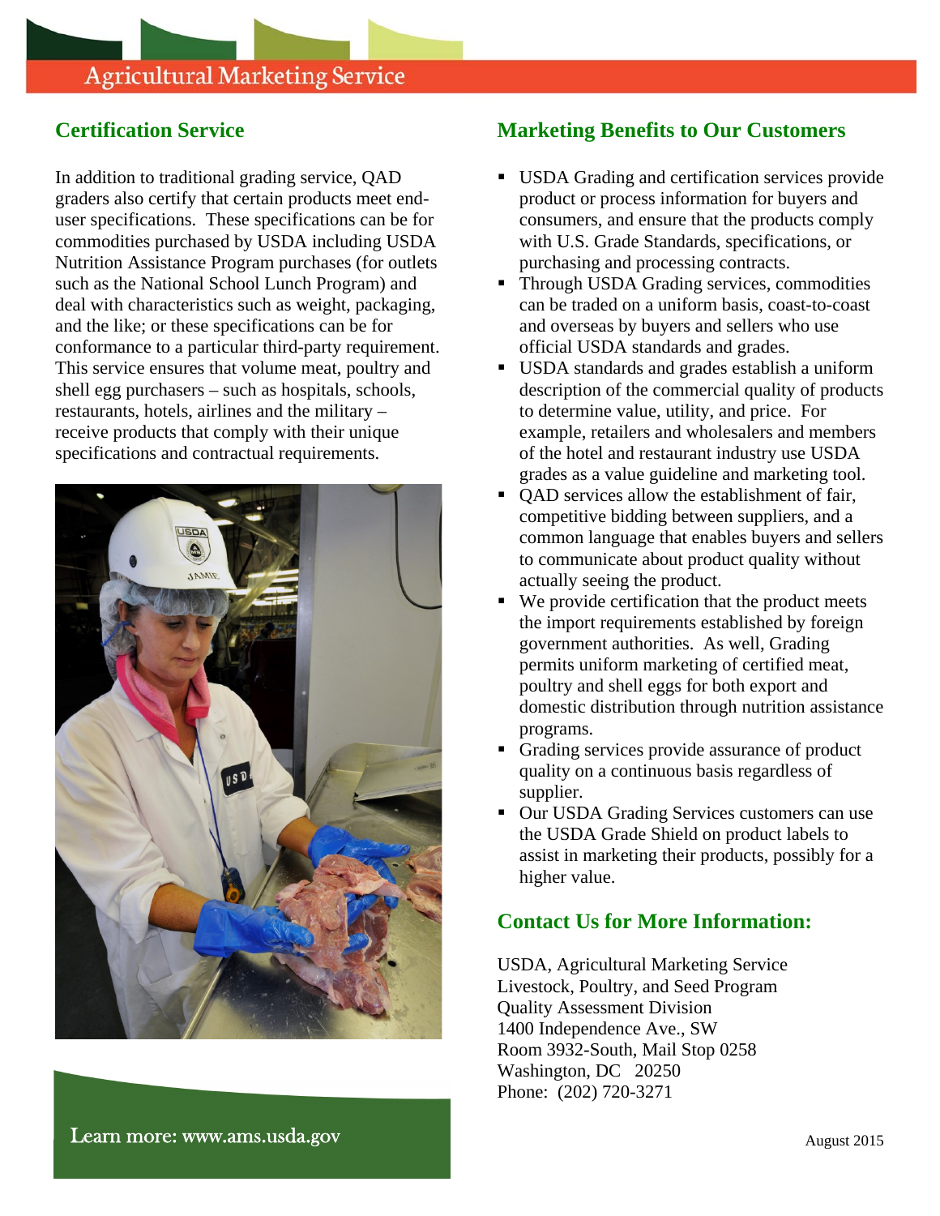## Certification Service

In addition to traditional grading service, QAD graders also certify that certain products meet end-user specifications. These specifications can be for commodities purchased by USDA including USDA Nutrition Assistance Program purchases (for outlets such as the National School Lunch Program) and deal with characteristics such as weight, packaging, and the like; or these specifications can be for conformance to a particular third-party requirement. This service ensures that volume meat, poultry and shell egg purchasers – such as hospitals, schools, restaurants, hotels, airlines and the military – receive products that comply with their unique specifications and contractual requirements.

Learn more: www.ams.usda.gov

## Marketing Benefits to Our Customers

- USDA Grading and certification services provide product or process information for buyers and consumers, and ensure that the products comply with U.S. Grade Standards, specifications, or purchasing and processing contracts.
- Through USDA Grading services, commodities can be traded on a uniform basis, coast-to-coast and overseas by buyers and sellers who use official USDA standards and grades.
- USDA standards and grades establish a uniform description of the commercial quality of products to determine value, utility, and price. For example, retailers and wholesalers and members of the hotel and restaurant industry use USDA grades as a value guideline and marketing tool.
- QAD services allow the establishment of fair, competitive bidding between suppliers, and a common language that enables buyers and sellers to communicate about product quality without actually seeing the product.
- We provide certification that the product meets the import requirements established by foreign government authorities. As well, Grading permits uniform marketing of certified meat, poultry and shell eggs for both export and domestic distribution through nutrition assistance programs.
- Grading services provide assurance of product quality on a continuous basis regardless of supplier.
- Our USDA Grading Services customers can use the USDA Grade Shield on product labels to assist in marketing their products, possibly for a higher value.

## Contact Us for More Information:

USDA, Agricultural Marketing Service
Livestock, Poultry, and Seed Program
Quality Assessment Division
1400 Independence Ave., SW
Room 3932-South, Mail Stop 0258
Washington, DC 20250
Phone: (202) 720-3271

August 2015